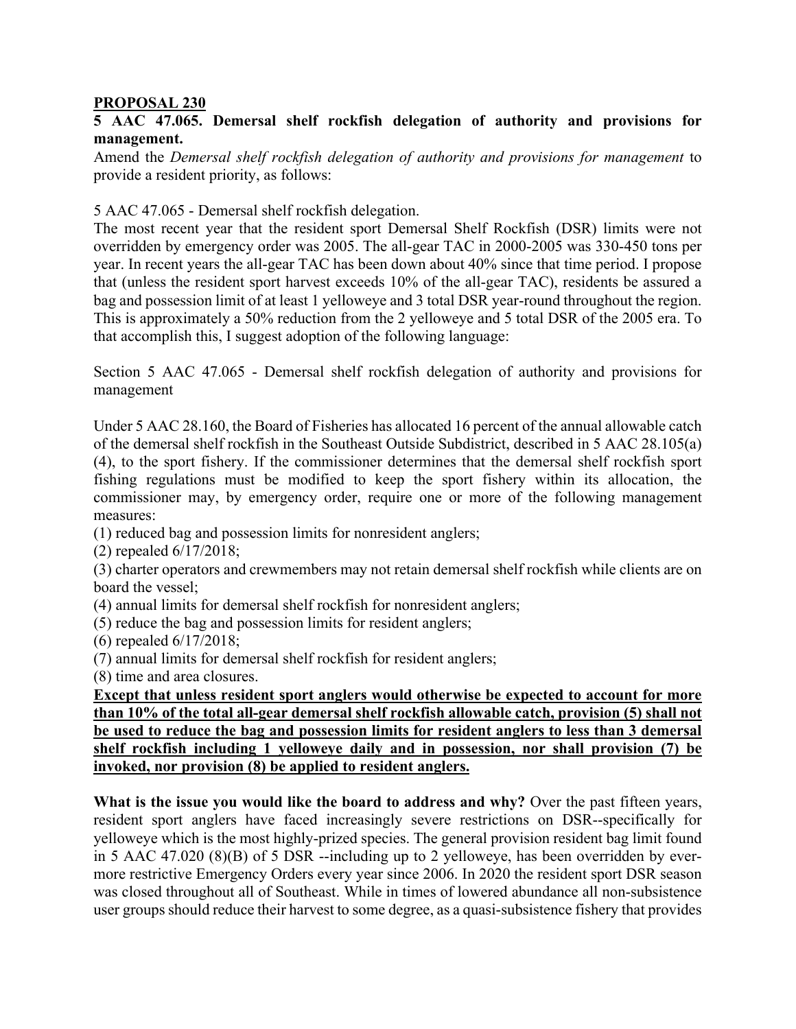**PROPOSAL 230**

**5 AAC 47.065. Demersal shelf rockfish delegation of authority and provisions for management.**

Amend the *Demersal shelf rockfish delegation of authority and provisions for management* to provide a resident priority, as follows:

5 AAC 47.065 - Demersal shelf rockfish delegation.

The most recent year that the resident sport Demersal Shelf Rockfish (DSR) limits were not overridden by emergency order was 2005. The all-gear TAC in 2000-2005 was 330-450 tons per year. In recent years the all-gear TAC has been down about 40% since that time period. I propose that (unless the resident sport harvest exceeds 10% of the all-gear TAC), residents be assured a bag and possession limit of at least 1 yelloweye and 3 total DSR year-round throughout the region. This is approximately a 50% reduction from the 2 yelloweye and 5 total DSR of the 2005 era. To that accomplish this, I suggest adoption of the following language:

Section 5 AAC 47.065 - Demersal shelf rockfish delegation of authority and provisions for management

Under 5 AAC 28.160, the Board of Fisheries has allocated 16 percent of the annual allowable catch of the demersal shelf rockfish in the Southeast Outside Subdistrict, described in 5 AAC 28.105(a)(4), to the sport fishery. If the commissioner determines that the demersal shelf rockfish sport fishing regulations must be modified to keep the sport fishery within its allocation, the commissioner may, by emergency order, require one or more of the following management measures:

(1) reduced bag and possession limits for nonresident anglers;

(2) repealed 6/17/2018;

(3) charter operators and crewmembers may not retain demersal shelf rockfish while clients are on board the vessel;

(4) annual limits for demersal shelf rockfish for nonresident anglers;

(5) reduce the bag and possession limits for resident anglers;

(6) repealed 6/17/2018;

(7) annual limits for demersal shelf rockfish for resident anglers;

(8) time and area closures.

**Except that unless resident sport anglers would otherwise be expected to account for more than 10% of the total all-gear demersal shelf rockfish allowable catch, provision (5) shall not be used to reduce the bag and possession limits for resident anglers to less than 3 demersal shelf rockfish including 1 yelloweye daily and in possession, nor shall provision (7) be invoked, nor provision (8) be applied to resident anglers.**

**What is the issue you would like the board to address and why?** Over the past fifteen years, resident sport anglers have faced increasingly severe restrictions on DSR--specifically for yelloweye which is the most highly-prized species. The general provision resident bag limit found in 5 AAC 47.020 (8)(B) of 5 DSR --including up to 2 yelloweye, has been overridden by ever-more restrictive Emergency Orders every year since 2006. In 2020 the resident sport DSR season was closed throughout all of Southeast. While in times of lowered abundance all non-subsistence user groups should reduce their harvest to some degree, as a quasi-subsistence fishery that provides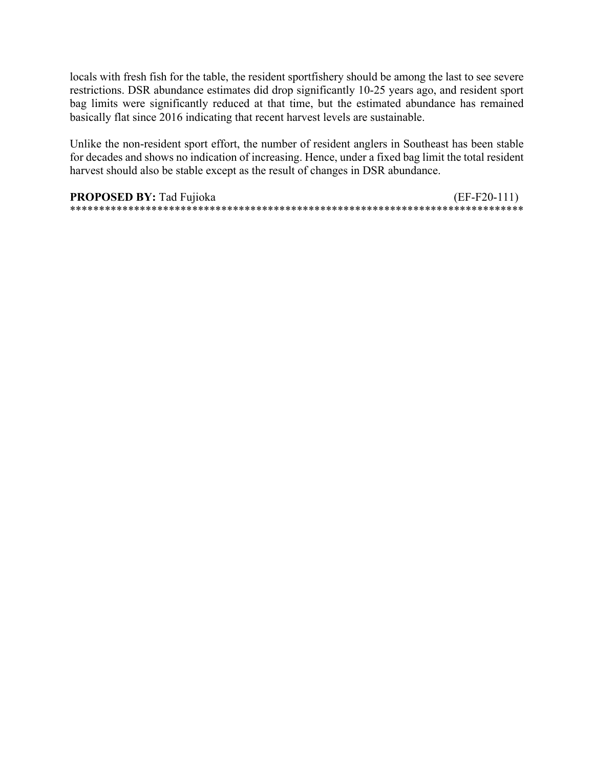locals with fresh fish for the table, the resident sportfishery should be among the last to see severe restrictions. DSR abundance estimates did drop significantly 10-25 years ago, and resident sport bag limits were significantly reduced at that time, but the estimated abundance has remained basically flat since 2016 indicating that recent harvest levels are sustainable.

Unlike the non-resident sport effort, the number of resident anglers in Southeast has been stable for decades and shows no indication of increasing. Hence, under a fixed bag limit the total resident harvest should also be stable except as the result of changes in DSR abundance.

**PROPOSED BY:** Tad Fujioka (EF-F20-111)

******************************************************************************